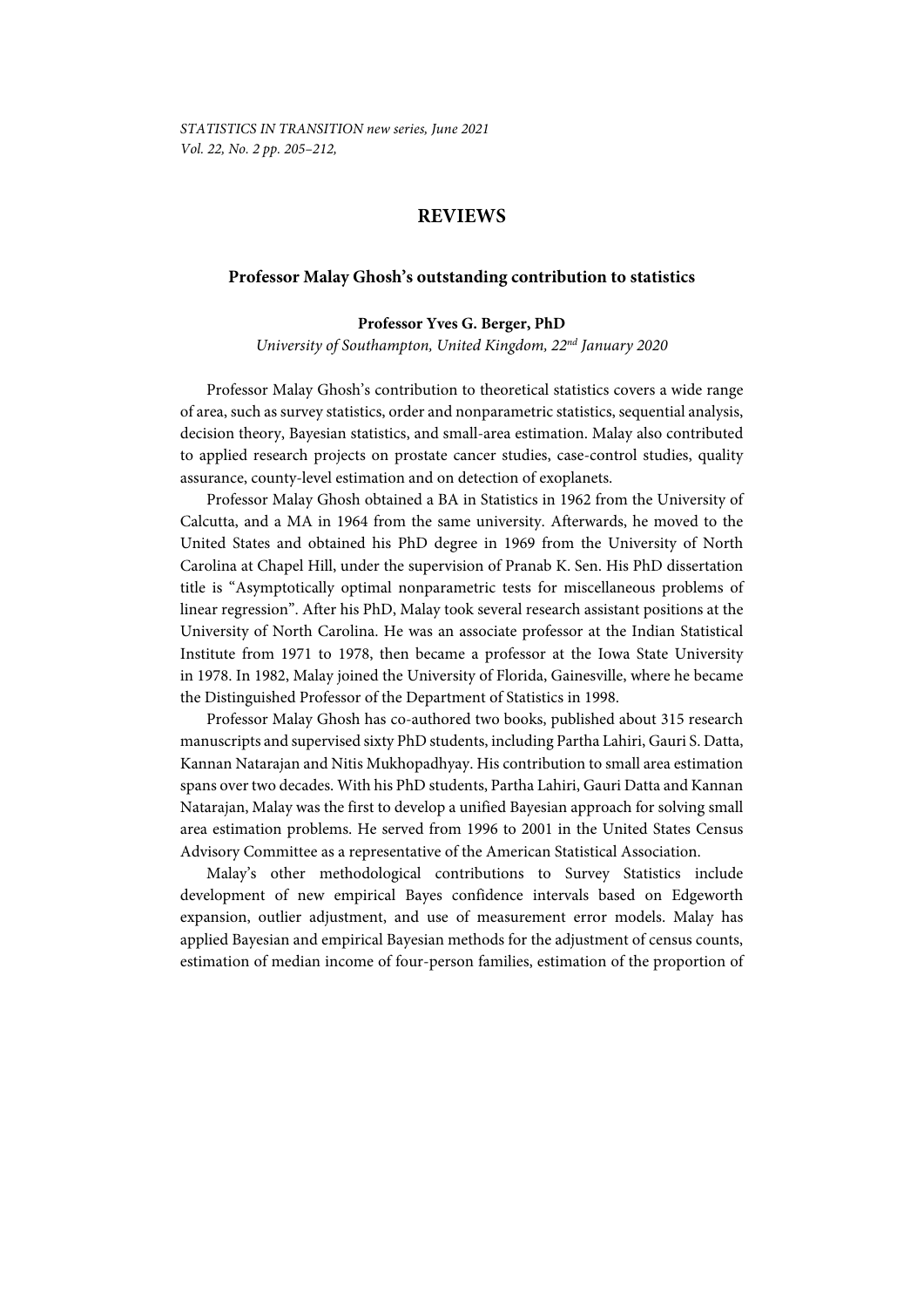## REVIEWS

### Professor Malay Ghosh's outstanding contribution to statistics

**Professor Yves G. Berger, PhD**

*University of Southampton, United Kingdom, 22nd January 2020*

Professor Malay Ghosh's contribution to theoretical statistics covers a wide range of area, such as survey statistics, order and nonparametric statistics, sequential analysis, decision theory, Bayesian statistics, and small-area estimation. Malay also contributed to applied research projects on prostate cancer studies, case-control studies, quality assurance, county-level estimation and on detection of exoplanets.

Professor Malay Ghosh obtained a BA in Statistics in 1962 from the University of Calcutta, and a MA in 1964 from the same university. Afterwards, he moved to the United States and obtained his PhD degree in 1969 from the University of North Carolina at Chapel Hill, under the supervision of Pranab K. Sen. His PhD dissertation title is "Asymptotically optimal nonparametric tests for miscellaneous problems of linear regression". After his PhD, Malay took several research assistant positions at the University of North Carolina. He was an associate professor at the Indian Statistical Institute from 1971 to 1978, then became a professor at the Iowa State University in 1978. In 1982, Malay joined the University of Florida, Gainesville, where he became the Distinguished Professor of the Department of Statistics in 1998.

Professor Malay Ghosh has co-authored two books, published about 315 research manuscripts and supervised sixty PhD students, including Partha Lahiri, Gauri S. Datta, Kannan Natarajan and Nitis Mukhopadhyay. His contribution to small area estimation spans over two decades. With his PhD students, Partha Lahiri, Gauri Datta and Kannan Natarajan, Malay was the first to develop a unified Bayesian approach for solving small area estimation problems. He served from 1996 to 2001 in the United States Census Advisory Committee as a representative of the American Statistical Association.

Malay's other methodological contributions to Survey Statistics include development of new empirical Bayes confidence intervals based on Edgeworth expansion, outlier adjustment, and use of measurement error models. Malay has applied Bayesian and empirical Bayesian methods for the adjustment of census counts, estimation of median income of four-person families, estimation of the proportion of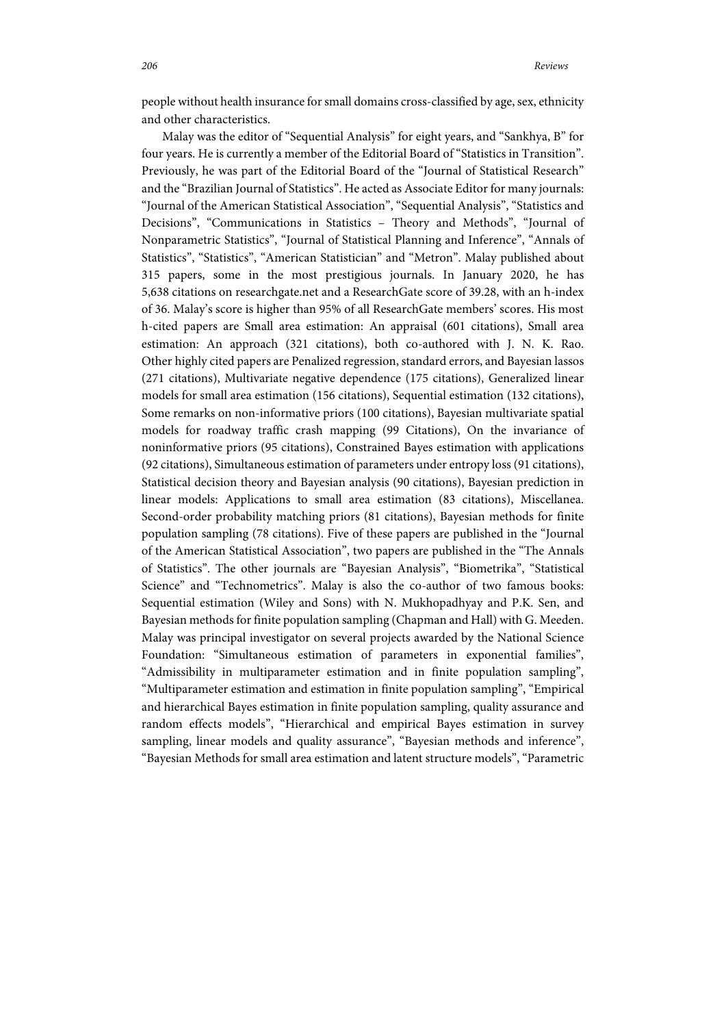people without health insurance for small domains cross-classified by age, sex, ethnicity and other characteristics.

Malay was the editor of "Sequential Analysis" for eight years, and "Sankhya, B" for four years. He is currently a member of the Editorial Board of "Statistics in Transition". Previously, he was part of the Editorial Board of the "Journal of Statistical Research" and the "Brazilian Journal of Statistics". He acted as Associate Editor for many journals: "Journal of the American Statistical Association", "Sequential Analysis", "Statistics and Decisions", "Communications in Statistics – Theory and Methods", "Journal of Nonparametric Statistics", "Journal of Statistical Planning and Inference", "Annals of Statistics", "Statistics", "American Statistician" and "Metron". Malay published about 315 papers, some in the most prestigious journals. In January 2020, he has 5,638 citations on researchgate.net and a ResearchGate score of 39.28, with an h-index of 36. Malay's score is higher than 95% of all ResearchGate members' scores. His most h-cited papers are Small area estimation: An appraisal (601 citations), Small area estimation: An approach (321 citations), both co-authored with J. N. K. Rao. Other highly cited papers are Penalized regression, standard errors, and Bayesian lassos (271 citations), Multivariate negative dependence (175 citations), Generalized linear models for small area estimation (156 citations), Sequential estimation (132 citations), Some remarks on non-informative priors (100 citations), Bayesian multivariate spatial models for roadway traffic crash mapping (99 Citations), On the invariance of noninformative priors (95 citations), Constrained Bayes estimation with applications (92 citations), Simultaneous estimation of parameters under entropy loss (91 citations), Statistical decision theory and Bayesian analysis (90 citations), Bayesian prediction in linear models: Applications to small area estimation (83 citations), Miscellanea. Second-order probability matching priors (81 citations), Bayesian methods for finite population sampling (78 citations). Five of these papers are published in the "Journal of the American Statistical Association", two papers are published in the "The Annals of Statistics". The other journals are "Bayesian Analysis", "Biometrika", "Statistical Science" and "Technometrics". Malay is also the co-author of two famous books: Sequential estimation (Wiley and Sons) with N. Mukhopadhyay and P.K. Sen, and Bayesian methods for finite population sampling (Chapman and Hall) with G. Meeden. Malay was principal investigator on several projects awarded by the National Science Foundation: "Simultaneous estimation of parameters in exponential families", "Admissibility in multiparameter estimation and in finite population sampling", "Multiparameter estimation and estimation in finite population sampling", "Empirical and hierarchical Bayes estimation in finite population sampling, quality assurance and random effects models", "Hierarchical and empirical Bayes estimation in survey sampling, linear models and quality assurance", "Bayesian methods and inference", "Bayesian Methods for small area estimation and latent structure models", "Parametric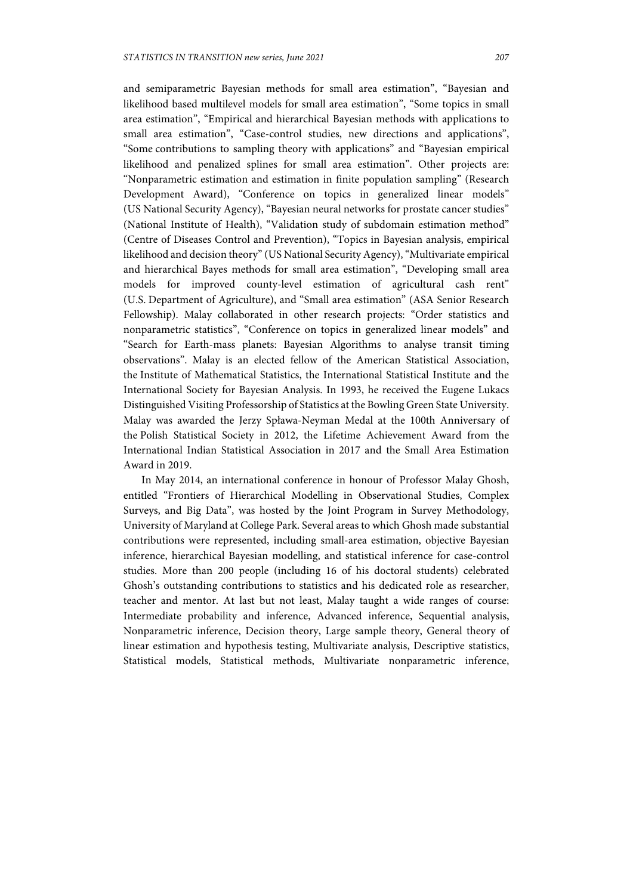and semiparametric Bayesian methods for small area estimation", "Bayesian and likelihood based multilevel models for small area estimation", "Some topics in small area estimation", "Empirical and hierarchical Bayesian methods with applications to small area estimation", "Case-control studies, new directions and applications", "Some contributions to sampling theory with applications" and "Bayesian empirical likelihood and penalized splines for small area estimation". Other projects are: "Nonparametric estimation and estimation in finite population sampling" (Research Development Award), "Conference on topics in generalized linear models" (US National Security Agency), "Bayesian neural networks for prostate cancer studies" (National Institute of Health), "Validation study of subdomain estimation method" (Centre of Diseases Control and Prevention), "Topics in Bayesian analysis, empirical likelihood and decision theory" (US National Security Agency), "Multivariate empirical and hierarchical Bayes methods for small area estimation", "Developing small area models for improved county-level estimation of agricultural cash rent" (U.S. Department of Agriculture), and "Small area estimation" (ASA Senior Research Fellowship). Malay collaborated in other research projects: "Order statistics and nonparametric statistics", "Conference on topics in generalized linear models" and "Search for Earth-mass planets: Bayesian Algorithms to analyse transit timing observations". Malay is an elected fellow of the American Statistical Association, the Institute of Mathematical Statistics, the International Statistical Institute and the International Society for Bayesian Analysis. In 1993, he received the Eugene Lukacs Distinguished Visiting Professorship of Statistics at the Bowling Green State University. Malay was awarded the Jerzy Spława-Neyman Medal at the 100th Anniversary of the Polish Statistical Society in 2012, the Lifetime Achievement Award from the International Indian Statistical Association in 2017 and the Small Area Estimation Award in 2019.

In May 2014, an international conference in honour of Professor Malay Ghosh, entitled "Frontiers of Hierarchical Modelling in Observational Studies, Complex Surveys, and Big Data", was hosted by the Joint Program in Survey Methodology, University of Maryland at College Park. Several areas to which Ghosh made substantial contributions were represented, including small-area estimation, objective Bayesian inference, hierarchical Bayesian modelling, and statistical inference for case-control studies. More than 200 people (including 16 of his doctoral students) celebrated Ghosh's outstanding contributions to statistics and his dedicated role as researcher, teacher and mentor. At last but not least, Malay taught a wide ranges of course: Intermediate probability and inference, Advanced inference, Sequential analysis, Nonparametric inference, Decision theory, Large sample theory, General theory of linear estimation and hypothesis testing, Multivariate analysis, Descriptive statistics, Statistical models, Statistical methods, Multivariate nonparametric inference,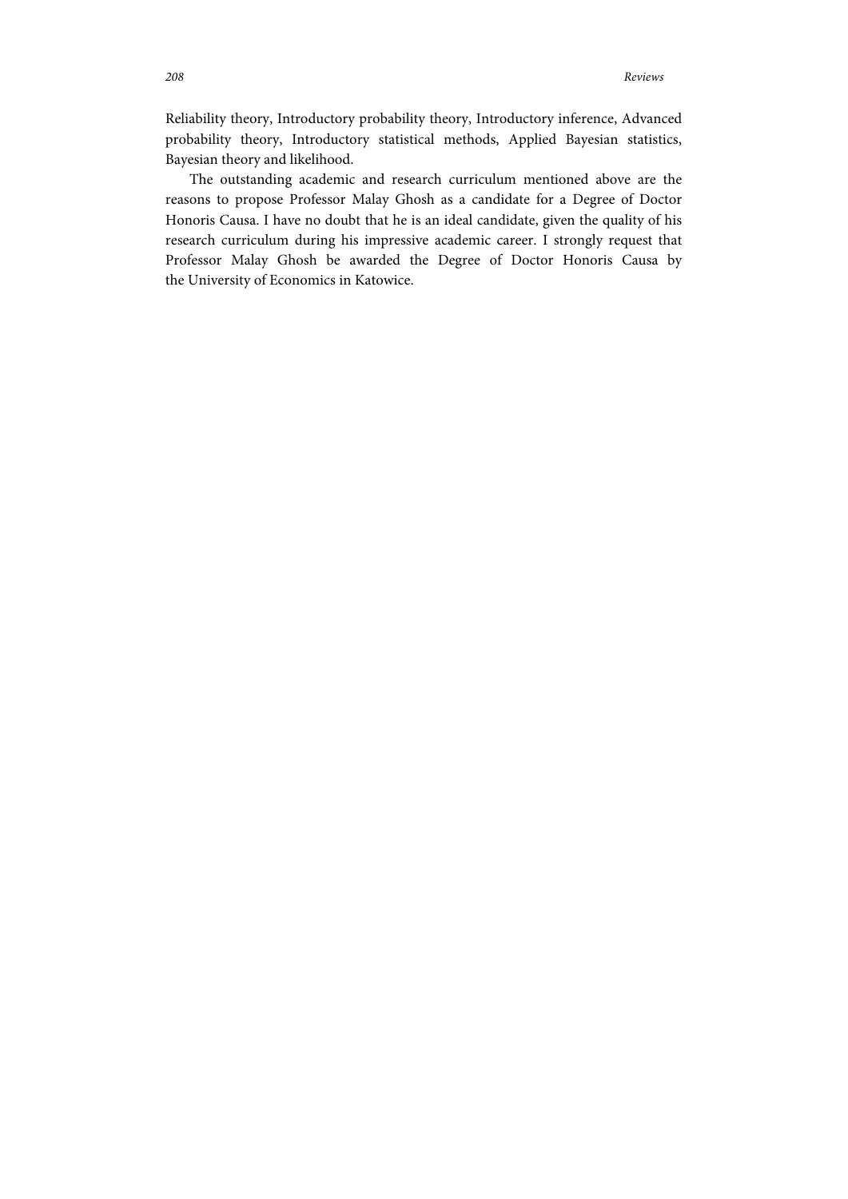Reliability theory, Introductory probability theory, Introductory inference, Advanced probability theory, Introductory statistical methods, Applied Bayesian statistics, Bayesian theory and likelihood.

The outstanding academic and research curriculum mentioned above are the reasons to propose Professor Malay Ghosh as a candidate for a Degree of Doctor Honoris Causa. I have no doubt that he is an ideal candidate, given the quality of his research curriculum during his impressive academic career. I strongly request that Professor Malay Ghosh be awarded the Degree of Doctor Honoris Causa by the University of Economics in Katowice.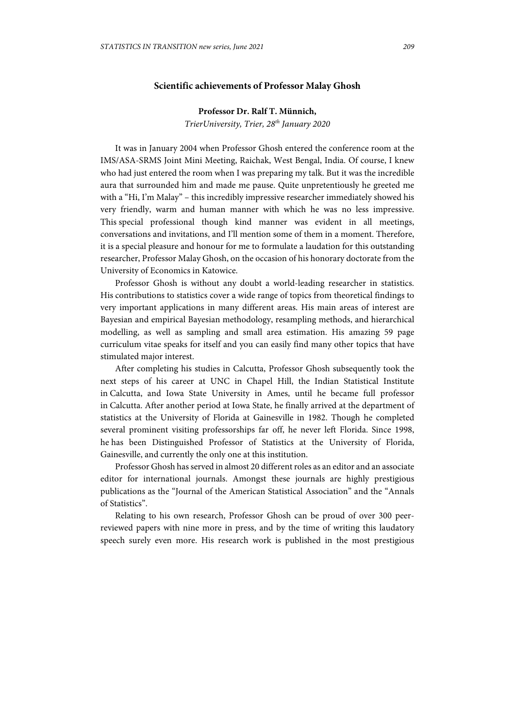## Scientific achievements of Professor Malay Ghosh

**Professor Dr. Ralf T. Münnich,**

*TrierUniversity, Trier, 28th January 2020*

It was in January 2004 when Professor Ghosh entered the conference room at the IMS/ASA-SRMS Joint Mini Meeting, Raichak, West Bengal, India. Of course, I knew who had just entered the room when I was preparing my talk. But it was the incredible aura that surrounded him and made me pause. Quite unpretentiously he greeted me with a "Hi, I'm Malay" – this incredibly impressive researcher immediately showed his very friendly, warm and human manner with which he was no less impressive. This special professional though kind manner was evident in all meetings, conversations and invitations, and I'll mention some of them in a moment. Therefore, it is a special pleasure and honour for me to formulate a laudation for this outstanding researcher, Professor Malay Ghosh, on the occasion of his honorary doctorate from the University of Economics in Katowice.

Professor Ghosh is without any doubt a world-leading researcher in statistics. His contributions to statistics cover a wide range of topics from theoretical findings to very important applications in many different areas. His main areas of interest are Bayesian and empirical Bayesian methodology, resampling methods, and hierarchical modelling, as well as sampling and small area estimation. His amazing 59 page curriculum vitae speaks for itself and you can easily find many other topics that have stimulated major interest.

After completing his studies in Calcutta, Professor Ghosh subsequently took the next steps of his career at UNC in Chapel Hill, the Indian Statistical Institute in Calcutta, and Iowa State University in Ames, until he became full professor in Calcutta. After another period at Iowa State, he finally arrived at the department of statistics at the University of Florida at Gainesville in 1982. Though he completed several prominent visiting professorships far off, he never left Florida. Since 1998, he has been Distinguished Professor of Statistics at the University of Florida, Gainesville, and currently the only one at this institution.

Professor Ghosh has served in almost 20 different roles as an editor and an associate editor for international journals. Amongst these journals are highly prestigious publications as the "Journal of the American Statistical Association" and the "Annals of Statistics".

Relating to his own research, Professor Ghosh can be proud of over 300 peer-reviewed papers with nine more in press, and by the time of writing this laudatory speech surely even more. His research work is published in the most prestigious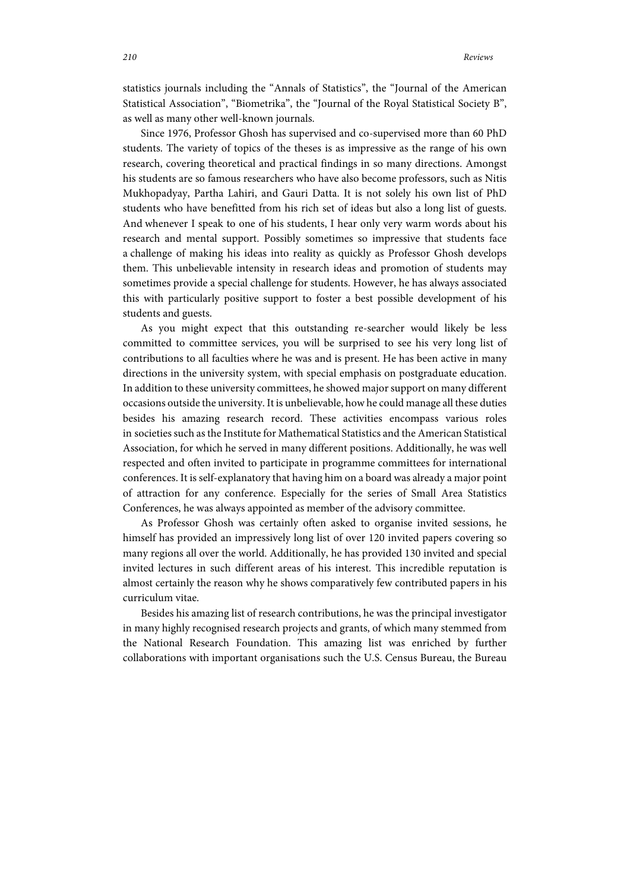statistics journals including the "Annals of Statistics", the "Journal of the American Statistical Association", "Biometrika", the "Journal of the Royal Statistical Society B", as well as many other well-known journals.

Since 1976, Professor Ghosh has supervised and co-supervised more than 60 PhD students. The variety of topics of the theses is as impressive as the range of his own research, covering theoretical and practical findings in so many directions. Amongst his students are so famous researchers who have also become professors, such as Nitis Mukhopadyay, Partha Lahiri, and Gauri Datta. It is not solely his own list of PhD students who have benefitted from his rich set of ideas but also a long list of guests. And whenever I speak to one of his students, I hear only very warm words about his research and mental support. Possibly sometimes so impressive that students face a challenge of making his ideas into reality as quickly as Professor Ghosh develops them. This unbelievable intensity in research ideas and promotion of students may sometimes provide a special challenge for students. However, he has always associated this with particularly positive support to foster a best possible development of his students and guests.

As you might expect that this outstanding re-searcher would likely be less committed to committee services, you will be surprised to see his very long list of contributions to all faculties where he was and is present. He has been active in many directions in the university system, with special emphasis on postgraduate education. In addition to these university committees, he showed major support on many different occasions outside the university. It is unbelievable, how he could manage all these duties besides his amazing research record. These activities encompass various roles in societies such as the Institute for Mathematical Statistics and the American Statistical Association, for which he served in many different positions. Additionally, he was well respected and often invited to participate in programme committees for international conferences. It is self-explanatory that having him on a board was already a major point of attraction for any conference. Especially for the series of Small Area Statistics Conferences, he was always appointed as member of the advisory committee.

As Professor Ghosh was certainly often asked to organise invited sessions, he himself has provided an impressively long list of over 120 invited papers covering so many regions all over the world. Additionally, he has provided 130 invited and special invited lectures in such different areas of his interest. This incredible reputation is almost certainly the reason why he shows comparatively few contributed papers in his curriculum vitae.

Besides his amazing list of research contributions, he was the principal investigator in many highly recognised research projects and grants, of which many stemmed from the National Research Foundation. This amazing list was enriched by further collaborations with important organisations such the U.S. Census Bureau, the Bureau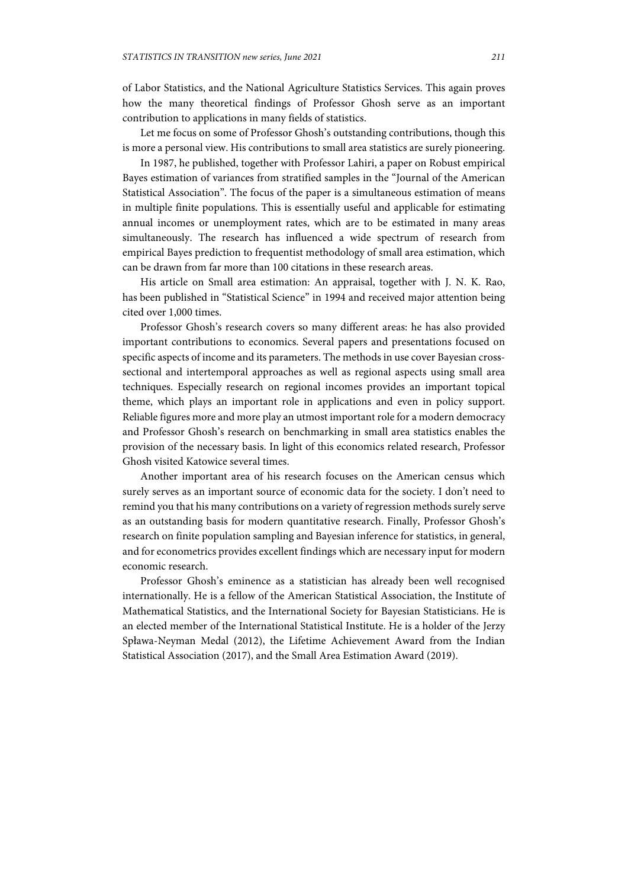of Labor Statistics, and the National Agriculture Statistics Services. This again proves how the many theoretical findings of Professor Ghosh serve as an important contribution to applications in many fields of statistics.

Let me focus on some of Professor Ghosh's outstanding contributions, though this is more a personal view. His contributions to small area statistics are surely pioneering.

In 1987, he published, together with Professor Lahiri, a paper on Robust empirical Bayes estimation of variances from stratified samples in the "Journal of the American Statistical Association". The focus of the paper is a simultaneous estimation of means in multiple finite populations. This is essentially useful and applicable for estimating annual incomes or unemployment rates, which are to be estimated in many areas simultaneously. The research has influenced a wide spectrum of research from empirical Bayes prediction to frequentist methodology of small area estimation, which can be drawn from far more than 100 citations in these research areas.

His article on Small area estimation: An appraisal, together with J. N. K. Rao, has been published in "Statistical Science" in 1994 and received major attention being cited over 1,000 times.

Professor Ghosh's research covers so many different areas: he has also provided important contributions to economics. Several papers and presentations focused on specific aspects of income and its parameters. The methods in use cover Bayesian cross-sectional and intertemporal approaches as well as regional aspects using small area techniques. Especially research on regional incomes provides an important topical theme, which plays an important role in applications and even in policy support. Reliable figures more and more play an utmost important role for a modern democracy and Professor Ghosh's research on benchmarking in small area statistics enables the provision of the necessary basis. In light of this economics related research, Professor Ghosh visited Katowice several times.

Another important area of his research focuses on the American census which surely serves as an important source of economic data for the society. I don't need to remind you that his many contributions on a variety of regression methods surely serve as an outstanding basis for modern quantitative research. Finally, Professor Ghosh's research on finite population sampling and Bayesian inference for statistics, in general, and for econometrics provides excellent findings which are necessary input for modern economic research.

Professor Ghosh's eminence as a statistician has already been well recognised internationally. He is a fellow of the American Statistical Association, the Institute of Mathematical Statistics, and the International Society for Bayesian Statisticians. He is an elected member of the International Statistical Institute. He is a holder of the Jerzy Spława-Neyman Medal (2012), the Lifetime Achievement Award from the Indian Statistical Association (2017), and the Small Area Estimation Award (2019).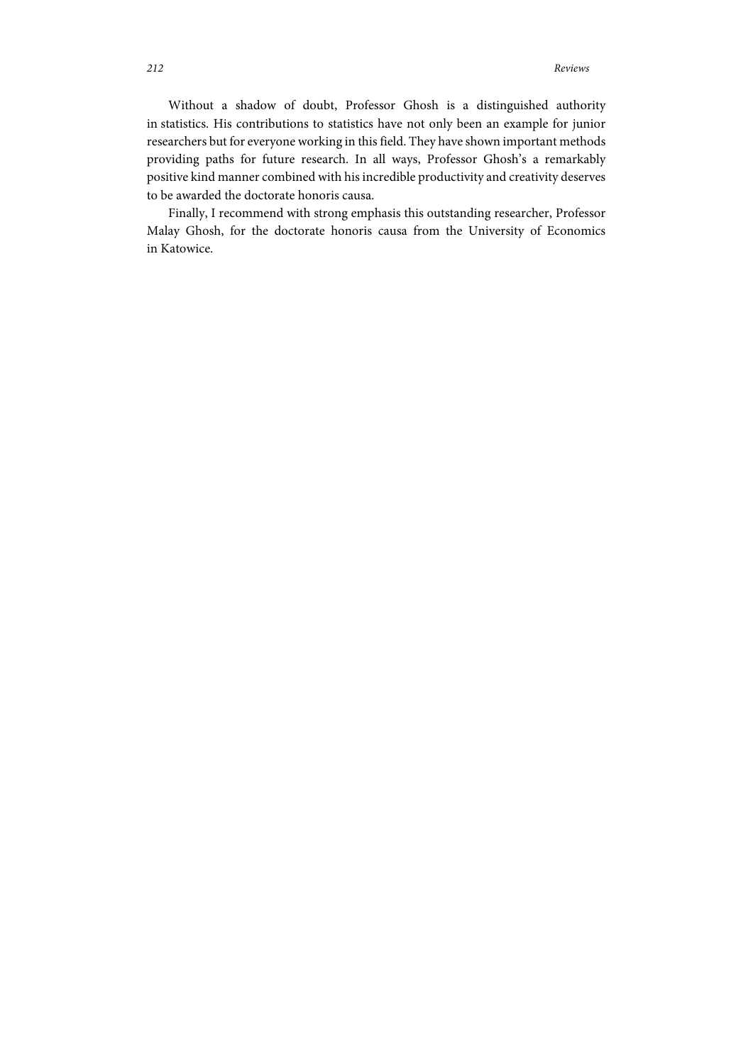Without a shadow of doubt, Professor Ghosh is a distinguished authority in statistics. His contributions to statistics have not only been an example for junior researchers but for everyone working in this field. They have shown important methods providing paths for future research. In all ways, Professor Ghosh's a remarkably positive kind manner combined with his incredible productivity and creativity deserves to be awarded the doctorate honoris causa.

Finally, I recommend with strong emphasis this outstanding researcher, Professor Malay Ghosh, for the doctorate honoris causa from the University of Economics in Katowice.